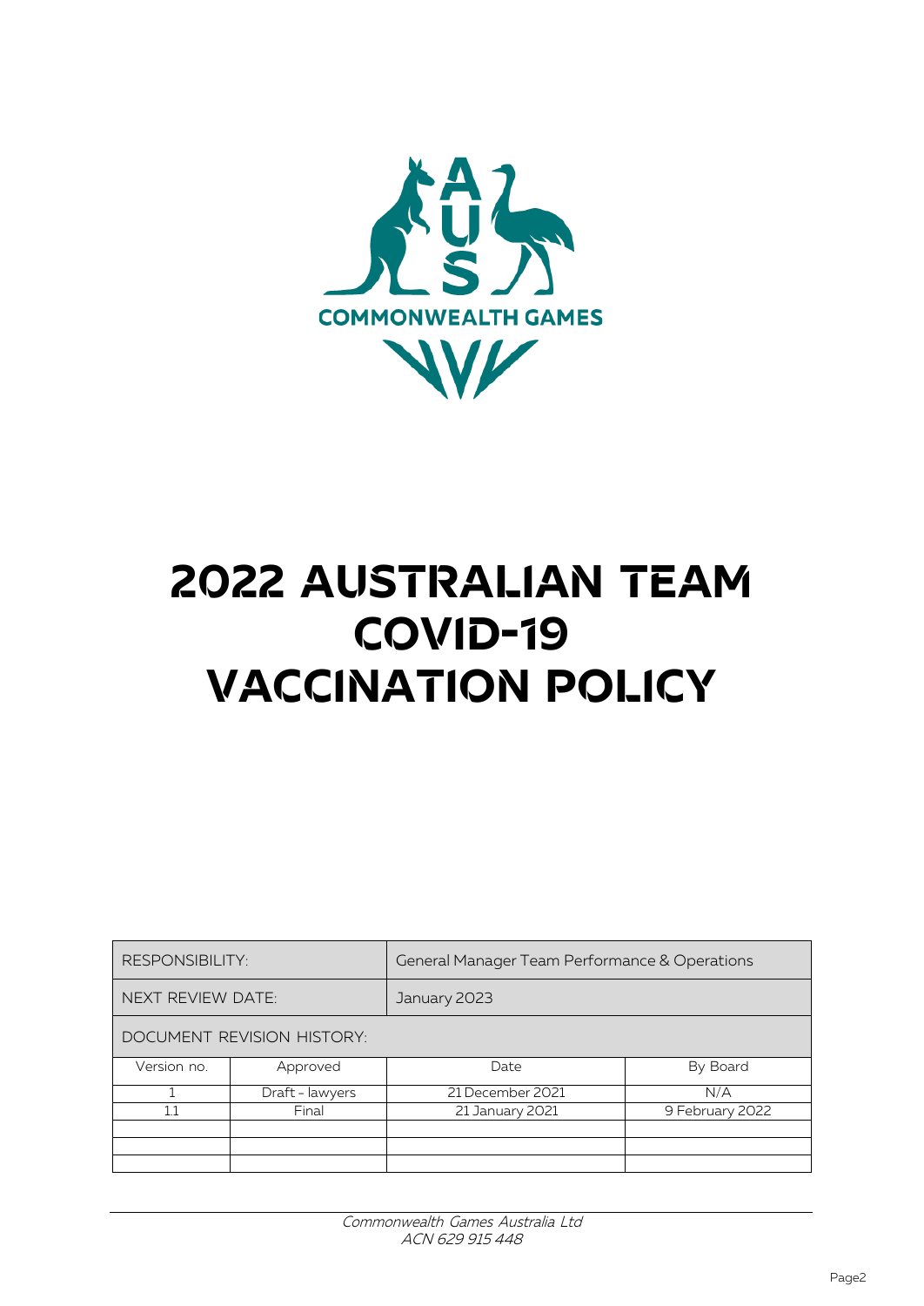# 2022 AUSTRALIAN TEAM COVID-19 VACCINATION POLICY

| RESPONSIBILITY: | | General Manager Team Performance & Operations | |
|---|---|---|---|
| NEXT REVIEW DATE: | | January 2023 | |
| DOCUMENT REVISION HISTORY: | | | |
| Version no. | Approved | Date | By Board |
| 1 | Draft - lawyers | 21 December 2021 | N/A |
| 1.1 | Final | 21 January 2021 | 9 February 2022 |
| | | | |
| | | | |
| | | | |

*Commonwealth Games Australia Ltd*
*ACN 629 915 448*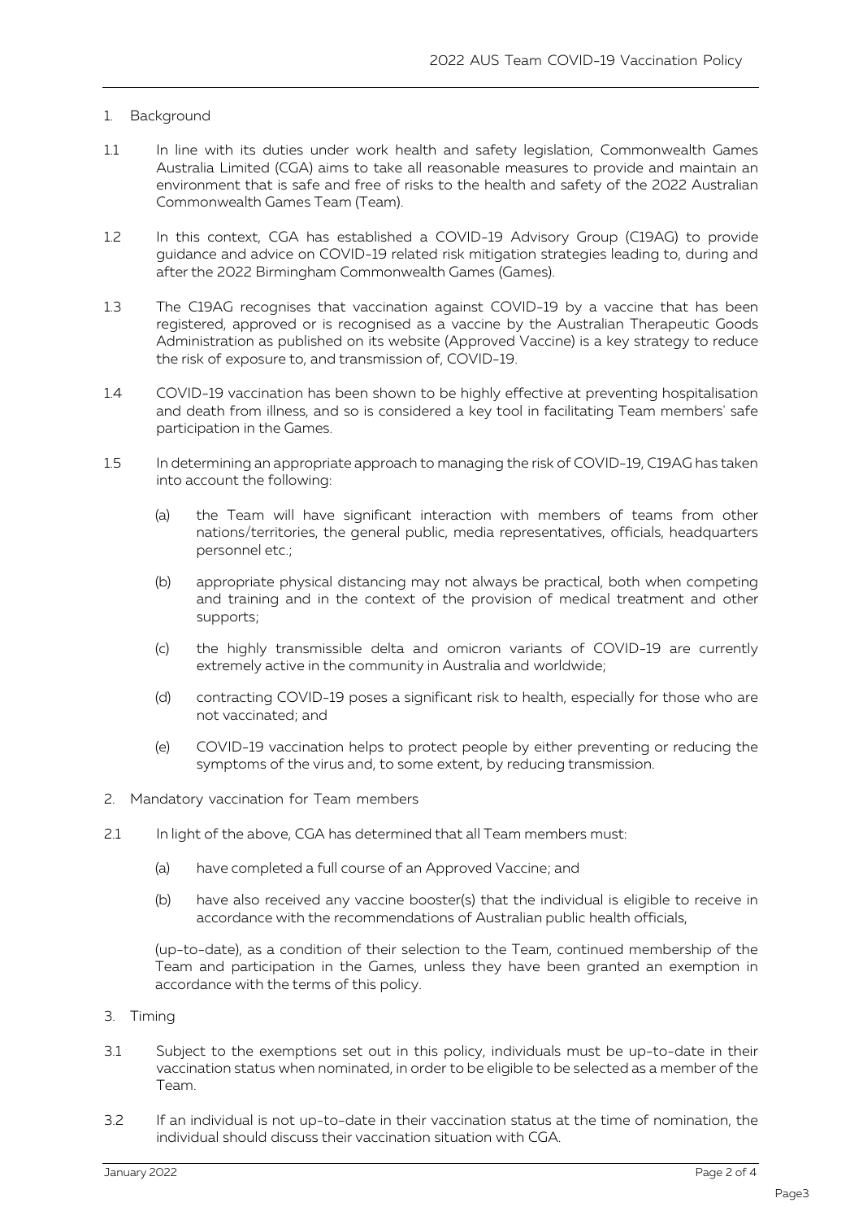## 1. Background

1.1 In line with its duties under work health and safety legislation, Commonwealth Games Australia Limited (CGA) aims to take all reasonable measures to provide and maintain an environment that is safe and free of risks to the health and safety of the 2022 Australian Commonwealth Games Team (Team).

1.2 In this context, CGA has established a COVID-19 Advisory Group (C19AG) to provide guidance and advice on COVID-19 related risk mitigation strategies leading to, during and after the 2022 Birmingham Commonwealth Games (Games).

1.3 The C19AG recognises that vaccination against COVID-19 by a vaccine that has been registered, approved or is recognised as a vaccine by the Australian Therapeutic Goods Administration as published on its website (Approved Vaccine) is a key strategy to reduce the risk of exposure to, and transmission of, COVID-19.

1.4 COVID-19 vaccination has been shown to be highly effective at preventing hospitalisation and death from illness, and so is considered a key tool in facilitating Team members' safe participation in the Games.

1.5 In determining an appropriate approach to managing the risk of COVID-19, C19AG has taken into account the following:

(a) the Team will have significant interaction with members of teams from other nations/territories, the general public, media representatives, officials, headquarters personnel etc.;

(b) appropriate physical distancing may not always be practical, both when competing and training and in the context of the provision of medical treatment and other supports;

(c) the highly transmissible delta and omicron variants of COVID-19 are currently extremely active in the community in Australia and worldwide;

(d) contracting COVID-19 poses a significant risk to health, especially for those who are not vaccinated; and

(e) COVID-19 vaccination helps to protect people by either preventing or reducing the symptoms of the virus and, to some extent, by reducing transmission.

## 2. Mandatory vaccination for Team members

2.1 In light of the above, CGA has determined that all Team members must:

(a) have completed a full course of an Approved Vaccine; and

(b) have also received any vaccine booster(s) that the individual is eligible to receive in accordance with the recommendations of Australian public health officials,

(up-to-date), as a condition of their selection to the Team, continued membership of the Team and participation in the Games, unless they have been granted an exemption in accordance with the terms of this policy.

## 3. Timing

3.1 Subject to the exemptions set out in this policy, individuals must be up-to-date in their vaccination status when nominated, in order to be eligible to be selected as a member of the Team.

3.2 If an individual is not up-to-date in their vaccination status at the time of nomination, the individual should discuss their vaccination situation with CGA.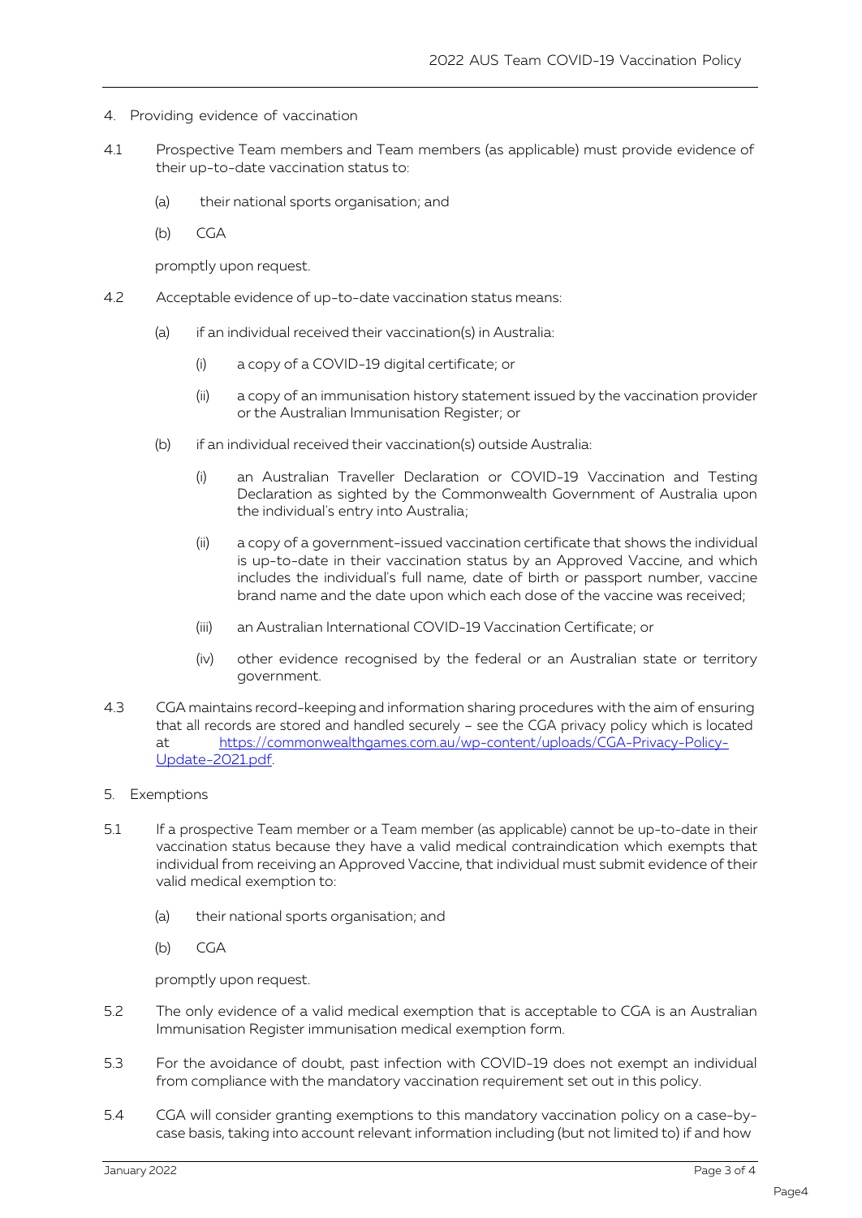## 4. Providing evidence of vaccination

4.1 Prospective Team members and Team members (as applicable) must provide evidence of their up-to-date vaccination status to:

(a) their national sports organisation; and

(b) CGA

promptly upon request.

4.2 Acceptable evidence of up-to-date vaccination status means:

(a) if an individual received their vaccination(s) in Australia:

(i) a copy of a COVID-19 digital certificate; or

(ii) a copy of an immunisation history statement issued by the vaccination provider or the Australian Immunisation Register; or

(b) if an individual received their vaccination(s) outside Australia:

(i) an Australian Traveller Declaration or COVID-19 Vaccination and Testing Declaration as sighted by the Commonwealth Government of Australia upon the individual's entry into Australia;

(ii) a copy of a government-issued vaccination certificate that shows the individual is up-to-date in their vaccination status by an Approved Vaccine, and which includes the individual's full name, date of birth or passport number, vaccine brand name and the date upon which each dose of the vaccine was received;

(iii) an Australian International COVID-19 Vaccination Certificate; or

(iv) other evidence recognised by the federal or an Australian state or territory government.

4.3 CGA maintains record-keeping and information sharing procedures with the aim of ensuring that all records are stored and handled securely – see the CGA privacy policy which is located at https://commonwealthgames.com.au/wp-content/uploads/CGA-Privacy-Policy-Update-2021.pdf.

## 5. Exemptions

5.1 If a prospective Team member or a Team member (as applicable) cannot be up-to-date in their vaccination status because they have a valid medical contraindication which exempts that individual from receiving an Approved Vaccine, that individual must submit evidence of their valid medical exemption to:

(a) their national sports organisation; and

(b) CGA

promptly upon request.

5.2 The only evidence of a valid medical exemption that is acceptable to CGA is an Australian Immunisation Register immunisation medical exemption form.

5.3 For the avoidance of doubt, past infection with COVID-19 does not exempt an individual from compliance with the mandatory vaccination requirement set out in this policy.

5.4 CGA will consider granting exemptions to this mandatory vaccination policy on a case-by-case basis, taking into account relevant information including (but not limited to) if and how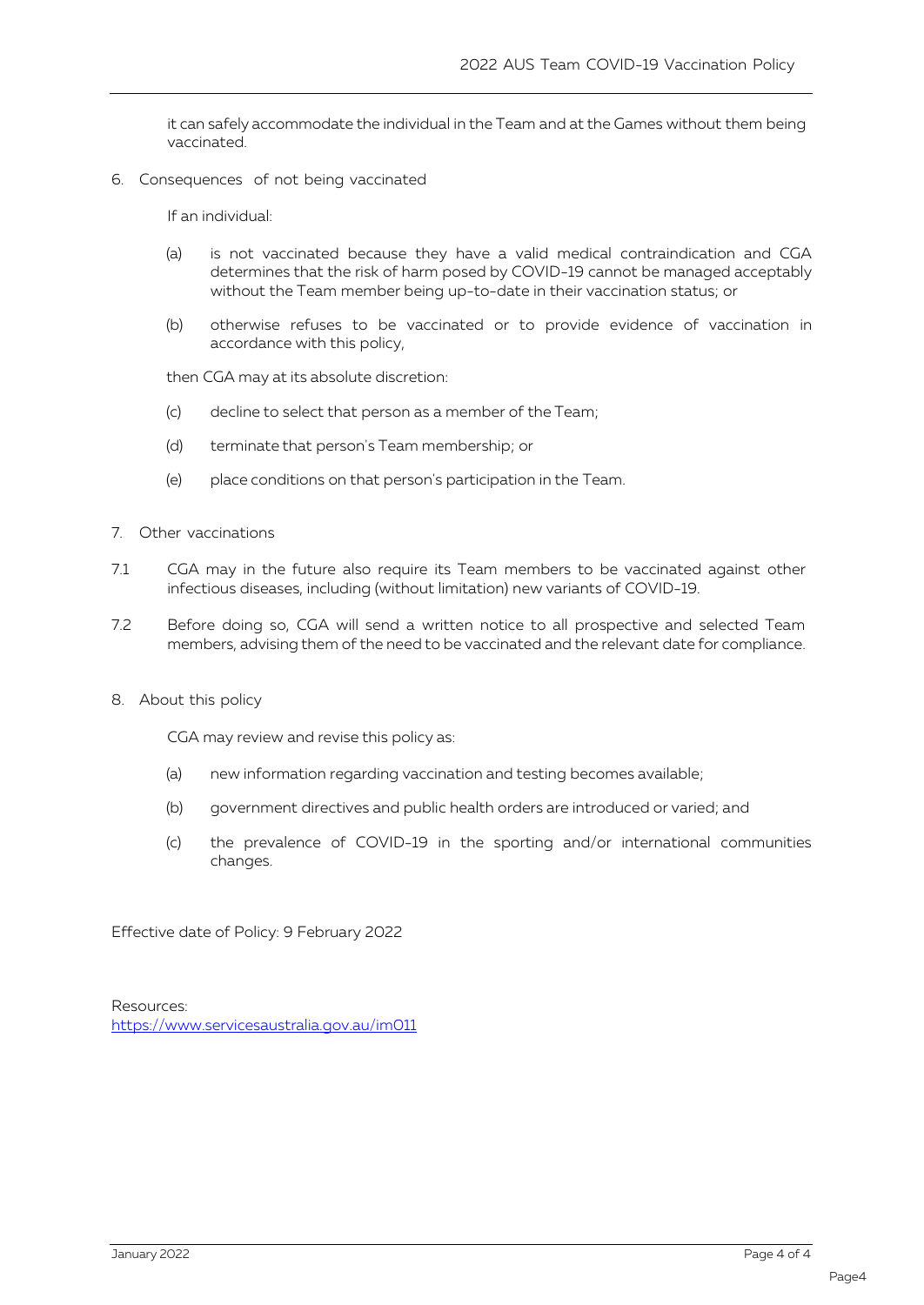it can safely accommodate the individual in the Team and at the Games without them being vaccinated.

## 6. Consequences of not being vaccinated

If an individual:

(a) is not vaccinated because they have a valid medical contraindication and CGA determines that the risk of harm posed by COVID-19 cannot be managed acceptably without the Team member being up-to-date in their vaccination status; or

(b) otherwise refuses to be vaccinated or to provide evidence of vaccination in accordance with this policy,

then CGA may at its absolute discretion:

(c) decline to select that person as a member of the Team;

(d) terminate that person's Team membership; or

(e) place conditions on that person's participation in the Team.

## 7. Other vaccinations

7.1 CGA may in the future also require its Team members to be vaccinated against other infectious diseases, including (without limitation) new variants of COVID-19.

7.2 Before doing so, CGA will send a written notice to all prospective and selected Team members, advising them of the need to be vaccinated and the relevant date for compliance.

## 8. About this policy

CGA may review and revise this policy as:

(a) new information regarding vaccination and testing becomes available;

(b) government directives and public health orders are introduced or varied; and

(c) the prevalence of COVID-19 in the sporting and/or international communities changes.

Effective date of Policy: 9 February 2022

Resources:
https://www.servicesaustralia.gov.au/im011